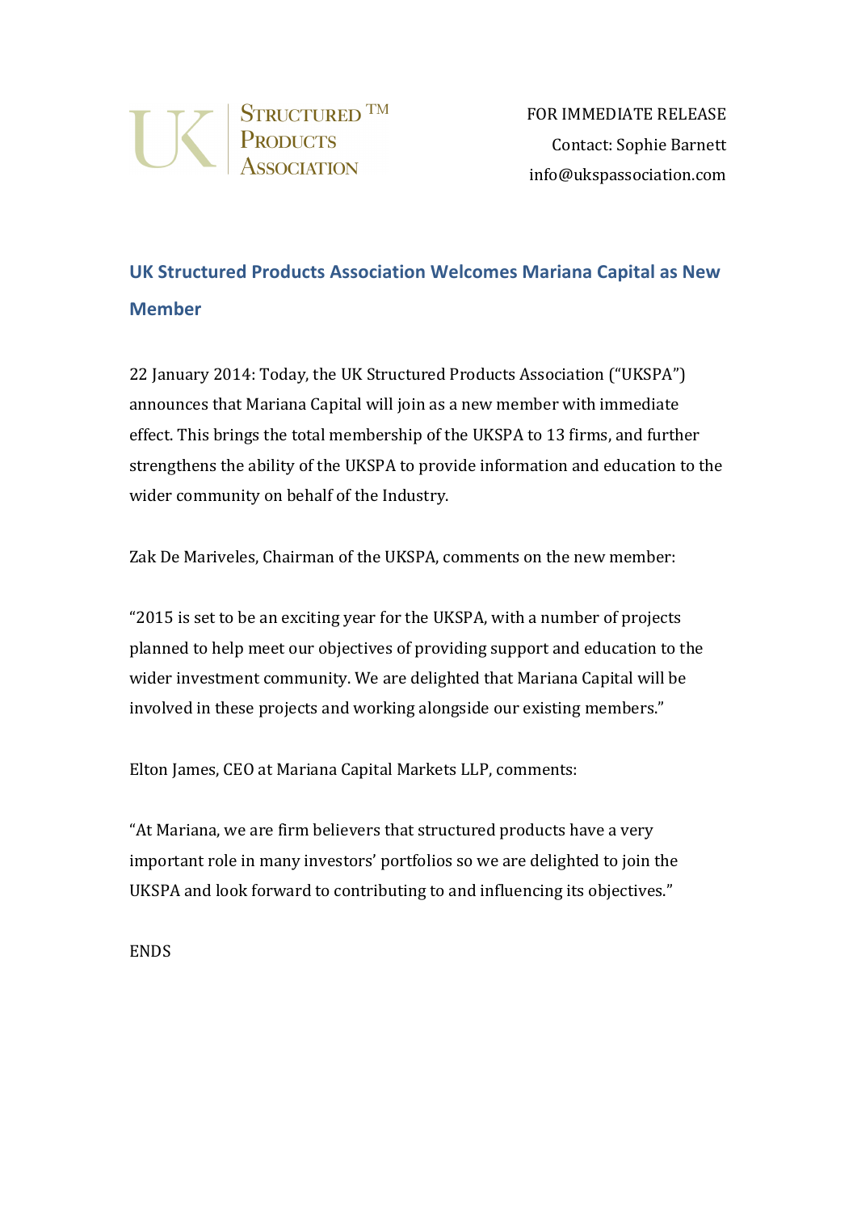UK Structured™ Products Association

FOR IMMEDIATE RELEASE
Contact: Sophie Barnett
info@ukspassociation.com

## UK Structured Products Association Welcomes Mariana Capital as New Member

22 January 2014: Today, the UK Structured Products Association ("UKSPA") announces that Mariana Capital will join as a new member with immediate effect. This brings the total membership of the UKSPA to 13 firms, and further strengthens the ability of the UKSPA to provide information and education to the wider community on behalf of the Industry.

Zak De Mariveles, Chairman of the UKSPA, comments on the new member:

"2015 is set to be an exciting year for the UKSPA, with a number of projects planned to help meet our objectives of providing support and education to the wider investment community. We are delighted that Mariana Capital will be involved in these projects and working alongside our existing members."

Elton James, CEO at Mariana Capital Markets LLP, comments:

"At Mariana, we are firm believers that structured products have a very important role in many investors' portfolios so we are delighted to join the UKSPA and look forward to contributing to and influencing its objectives."

ENDS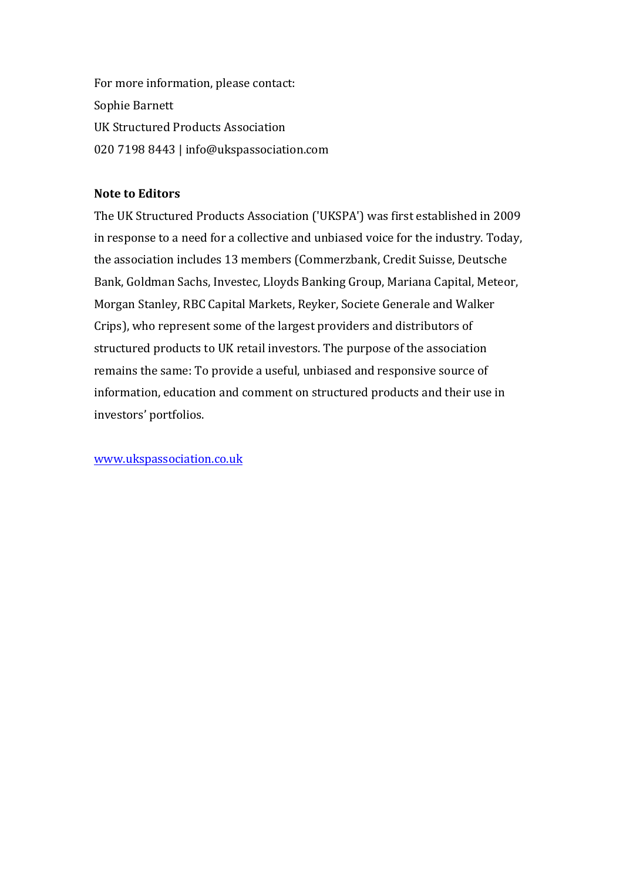For more information, please contact:

Sophie Barnett

UK Structured Products Association

020 7198 8443 | info@ukspassociation.com

**Note to Editors**

The UK Structured Products Association ('UKSPA') was first established in 2009 in response to a need for a collective and unbiased voice for the industry. Today, the association includes 13 members (Commerzbank, Credit Suisse, Deutsche Bank, Goldman Sachs, Investec, Lloyds Banking Group, Mariana Capital, Meteor, Morgan Stanley, RBC Capital Markets, Reyker, Societe Generale and Walker Crips), who represent some of the largest providers and distributors of structured products to UK retail investors. The purpose of the association remains the same: To provide a useful, unbiased and responsive source of information, education and comment on structured products and their use in investors' portfolios.

[www.ukspassociation.co.uk](http://www.ukspassociation.co.uk)